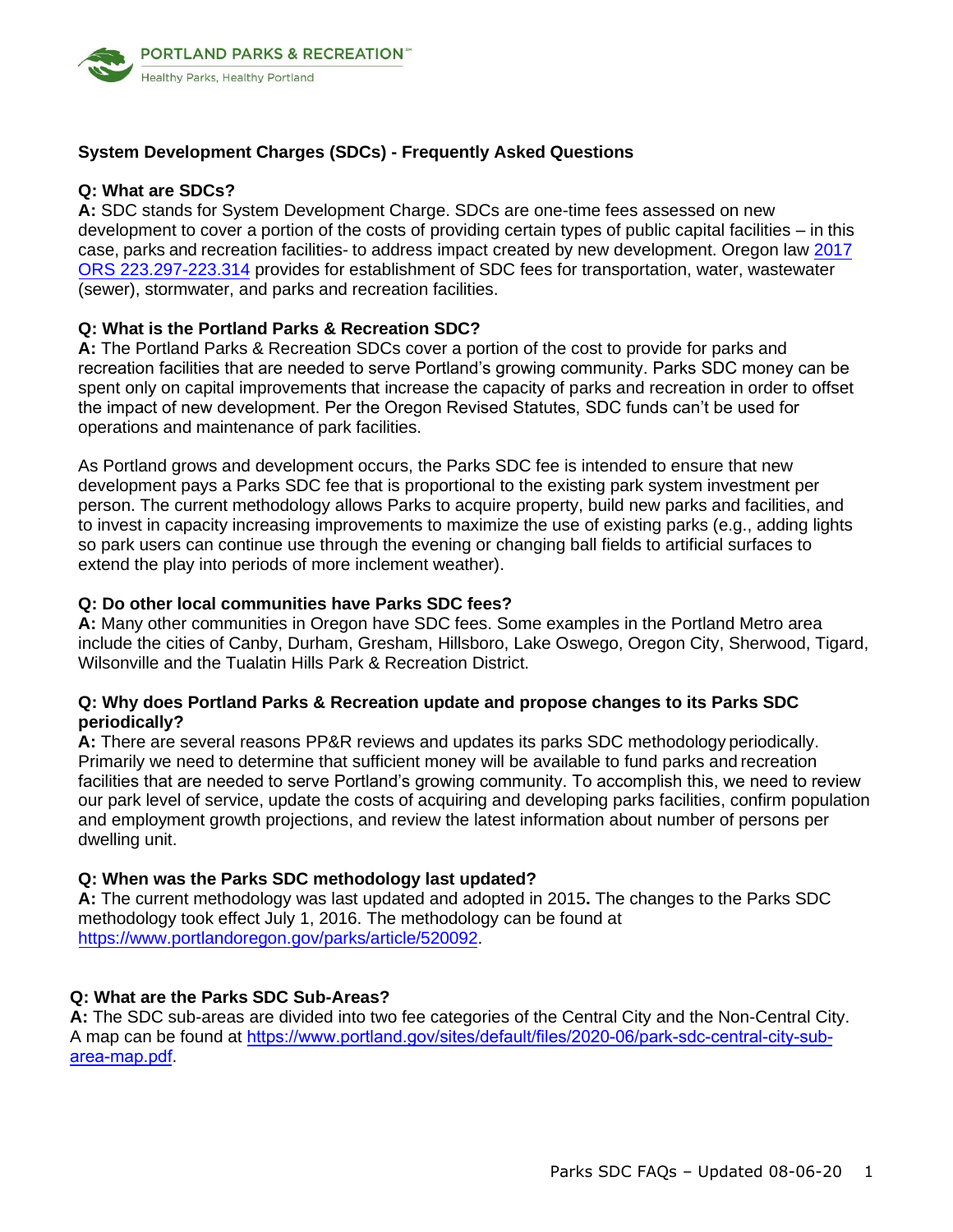PORTLAND PARKS & RECREATION
Healthy Parks, Healthy Portland

## System Development Charges (SDCs) - Frequently Asked Questions

**Q: What are SDCs?**
**A:** SDC stands for System Development Charge. SDCs are one-time fees assessed on new development to cover a portion of the costs of providing certain types of public capital facilities – in this case, parks and recreation facilities- to address impact created by new development. Oregon law [2017 ORS 223.297-223.314] provides for establishment of SDC fees for transportation, water, wastewater (sewer), stormwater, and parks and recreation facilities.

**Q: What is the Portland Parks & Recreation SDC?**
**A:** The Portland Parks & Recreation SDCs cover a portion of the cost to provide for parks and recreation facilities that are needed to serve Portland's growing community. Parks SDC money can be spent only on capital improvements that increase the capacity of parks and recreation in order to offset the impact of new development. Per the Oregon Revised Statutes, SDC funds can't be used for operations and maintenance of park facilities.

As Portland grows and development occurs, the Parks SDC fee is intended to ensure that new development pays a Parks SDC fee that is proportional to the existing park system investment per person. The current methodology allows Parks to acquire property, build new parks and facilities, and to invest in capacity increasing improvements to maximize the use of existing parks (e.g., adding lights so park users can continue use through the evening or changing ball fields to artificial surfaces to extend the play into periods of more inclement weather).

**Q: Do other local communities have Parks SDC fees?**
**A:** Many other communities in Oregon have SDC fees. Some examples in the Portland Metro area include the cities of Canby, Durham, Gresham, Hillsboro, Lake Oswego, Oregon City, Sherwood, Tigard, Wilsonville and the Tualatin Hills Park & Recreation District.

**Q: Why does Portland Parks & Recreation update and propose changes to its Parks SDC periodically?**
**A:** There are several reasons PP&R reviews and updates its parks SDC methodology periodically. Primarily we need to determine that sufficient money will be available to fund parks and recreation facilities that are needed to serve Portland's growing community. To accomplish this, we need to review our park level of service, update the costs of acquiring and developing parks facilities, confirm population and employment growth projections, and review the latest information about number of persons per dwelling unit.

**Q: When was the Parks SDC methodology last updated?**
**A:** The current methodology was last updated and adopted in 2015**.** The changes to the Parks SDC methodology took effect July 1, 2016. The methodology can be found at https://www.portlandoregon.gov/parks/article/520092.

**Q: What are the Parks SDC Sub-Areas?**
**A:** The SDC sub-areas are divided into two fee categories of the Central City and the Non-Central City. A map can be found at https://www.portland.gov/sites/default/files/2020-06/park-sdc-central-city-sub-area-map.pdf.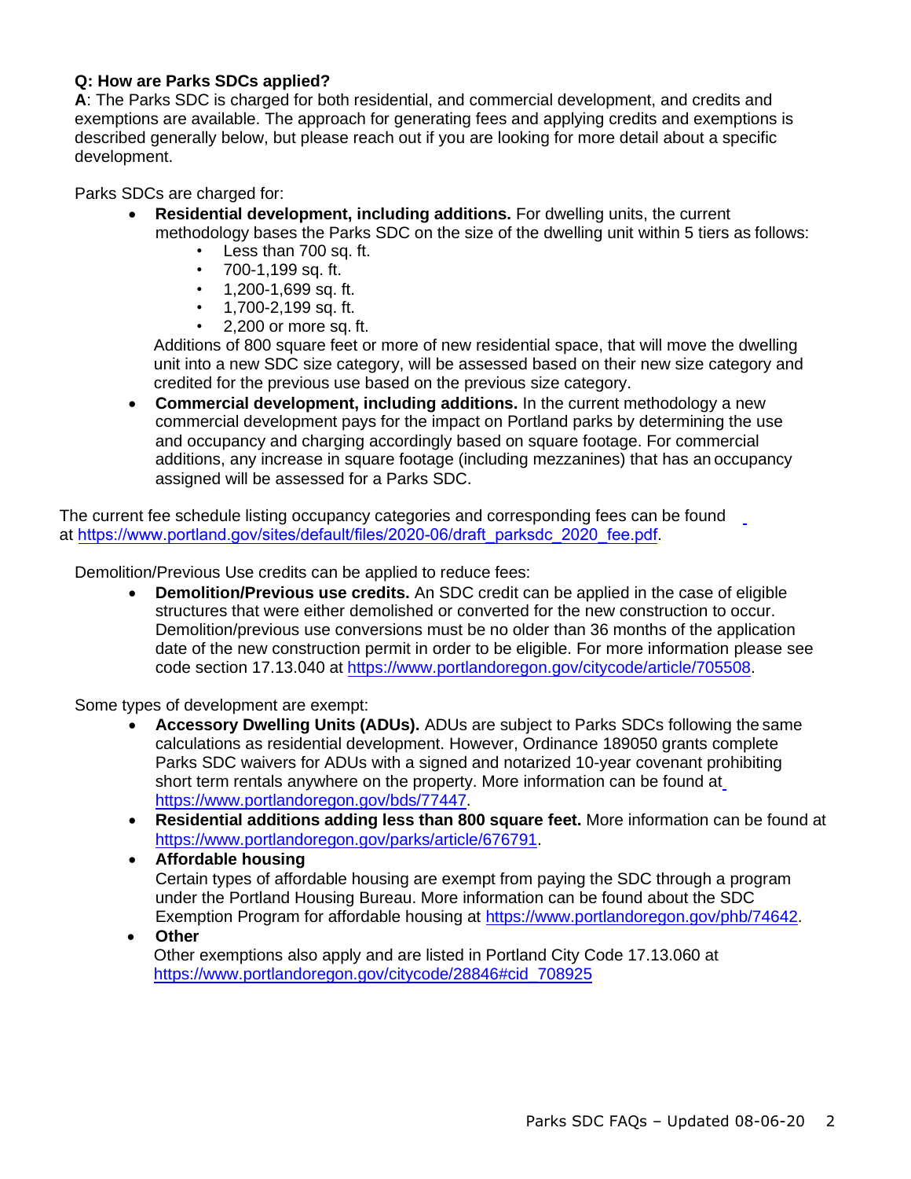**Q: How are Parks SDCs applied?**
**A**: The Parks SDC is charged for both residential, and commercial development, and credits and exemptions are available. The approach for generating fees and applying credits and exemptions is described generally below, but please reach out if you are looking for more detail about a specific development.

Parks SDCs are charged for:

- **Residential development, including additions.** For dwelling units, the current methodology bases the Parks SDC on the size of the dwelling unit within 5 tiers as follows:
  - Less than 700 sq. ft.
  - 700-1,199 sq. ft.
  - 1,200-1,699 sq. ft.
  - 1,700-2,199 sq. ft.
  - 2,200 or more sq. ft.

  Additions of 800 square feet or more of new residential space, that will move the dwelling unit into a new SDC size category, will be assessed based on their new size category and credited for the previous use based on the previous size category.
- **Commercial development, including additions.** In the current methodology a new commercial development pays for the impact on Portland parks by determining the use and occupancy and charging accordingly based on square footage. For commercial additions, any increase in square footage (including mezzanines) that has an occupancy assigned will be assessed for a Parks SDC.

The current fee schedule listing occupancy categories and corresponding fees can be found at https://www.portland.gov/sites/default/files/2020-06/draft_parksdc_2020_fee.pdf.

Demolition/Previous Use credits can be applied to reduce fees:

- **Demolition/Previous use credits.** An SDC credit can be applied in the case of eligible structures that were either demolished or converted for the new construction to occur. Demolition/previous use conversions must be no older than 36 months of the application date of the new construction permit in order to be eligible. For more information please see code section 17.13.040 at https://www.portlandoregon.gov/citycode/article/705508.

Some types of development are exempt:

- **Accessory Dwelling Units (ADUs).** ADUs are subject to Parks SDCs following the same calculations as residential development. However, Ordinance 189050 grants complete Parks SDC waivers for ADUs with a signed and notarized 10-year covenant prohibiting short term rentals anywhere on the property. More information can be found at https://www.portlandoregon.gov/bds/77447.
- **Residential additions adding less than 800 square feet.** More information can be found at https://www.portlandoregon.gov/parks/article/676791.
- **Affordable housing**
  Certain types of affordable housing are exempt from paying the SDC through a program under the Portland Housing Bureau. More information can be found about the SDC Exemption Program for affordable housing at https://www.portlandoregon.gov/phb/74642.
- **Other**
  Other exemptions also apply and are listed in Portland City Code 17.13.060 at https://www.portlandoregon.gov/citycode/28846#cid_708925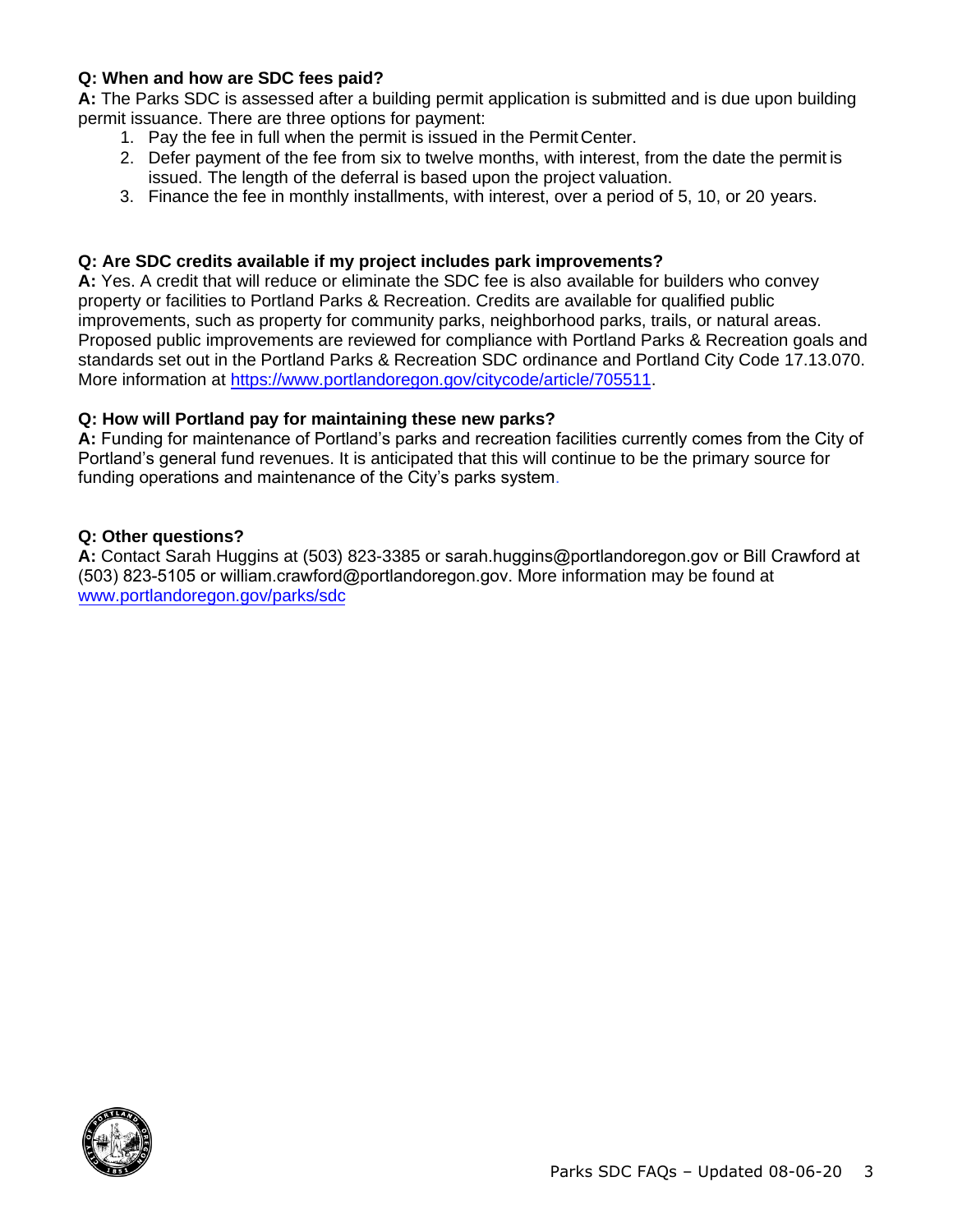**Q: When and how are SDC fees paid?**

**A:** The Parks SDC is assessed after a building permit application is submitted and is due upon building permit issuance. There are three options for payment:

1. Pay the fee in full when the permit is issued in the Permit Center.
2. Defer payment of the fee from six to twelve months, with interest, from the date the permit is issued. The length of the deferral is based upon the project valuation.
3. Finance the fee in monthly installments, with interest, over a period of 5, 10, or 20 years.

**Q: Are SDC credits available if my project includes park improvements?**

**A:** Yes. A credit that will reduce or eliminate the SDC fee is also available for builders who convey property or facilities to Portland Parks & Recreation. Credits are available for qualified public improvements, such as property for community parks, neighborhood parks, trails, or natural areas. Proposed public improvements are reviewed for compliance with Portland Parks & Recreation goals and standards set out in the Portland Parks & Recreation SDC ordinance and Portland City Code 17.13.070. More information at https://www.portlandoregon.gov/citycode/article/705511.

**Q: How will Portland pay for maintaining these new parks?**

**A:** Funding for maintenance of Portland's parks and recreation facilities currently comes from the City of Portland's general fund revenues. It is anticipated that this will continue to be the primary source for funding operations and maintenance of the City's parks system.

**Q: Other questions?**

**A:** Contact Sarah Huggins at (503) 823-3385 or sarah.huggins@portlandoregon.gov or Bill Crawford at (503) 823-5105 or william.crawford@portlandoregon.gov. More information may be found at www.portlandoregon.gov/parks/sdc